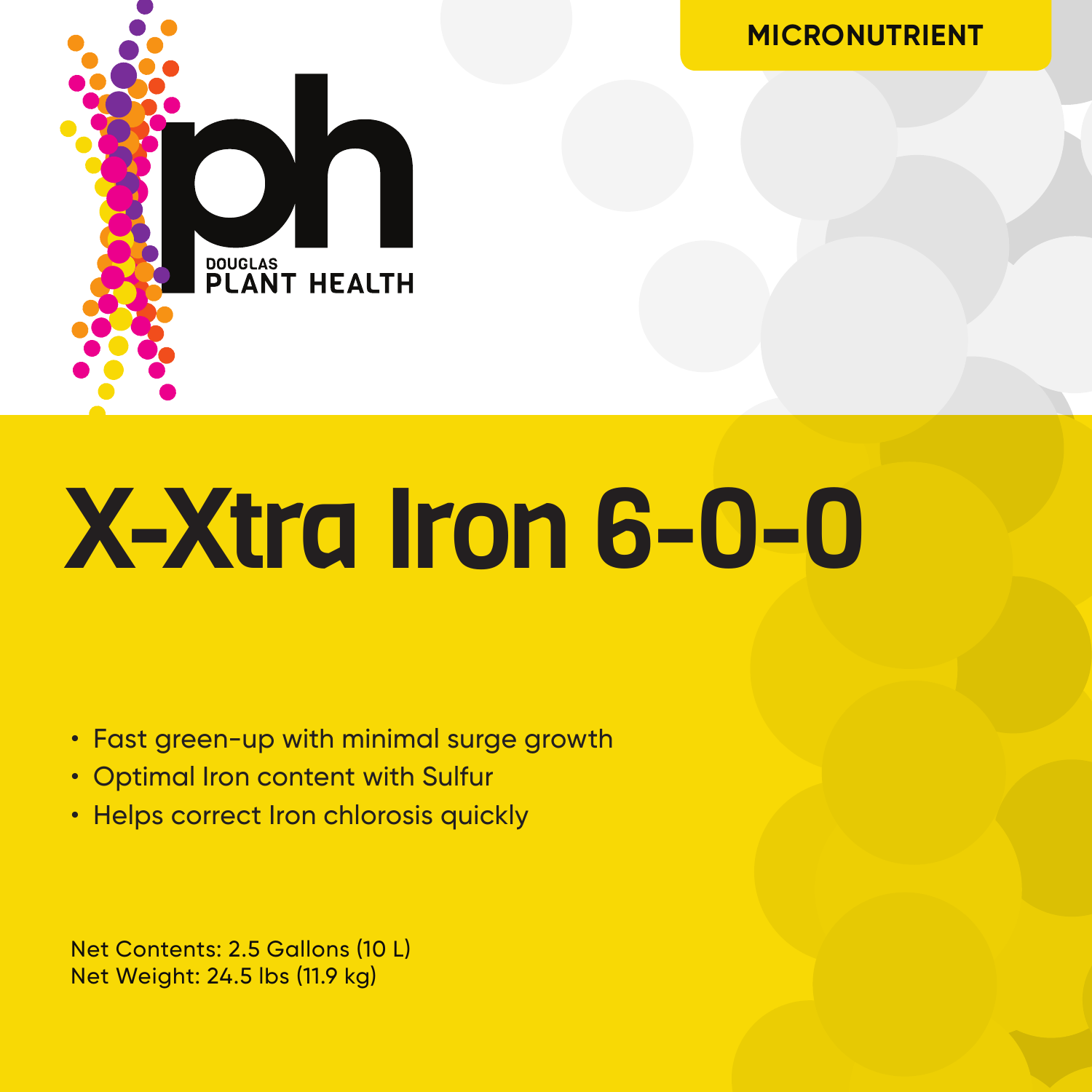MICRONUTRIENT

DOUGLAS
PLANT HEALTH

# X-Xtra Iron 6-0-0

- Fast green-up with minimal surge growth
- Optimal Iron content with Sulfur
- Helps correct Iron chlorosis quickly

Net Contents: 2.5 Gallons (10 L)
Net Weight: 24.5 lbs (11.9 kg)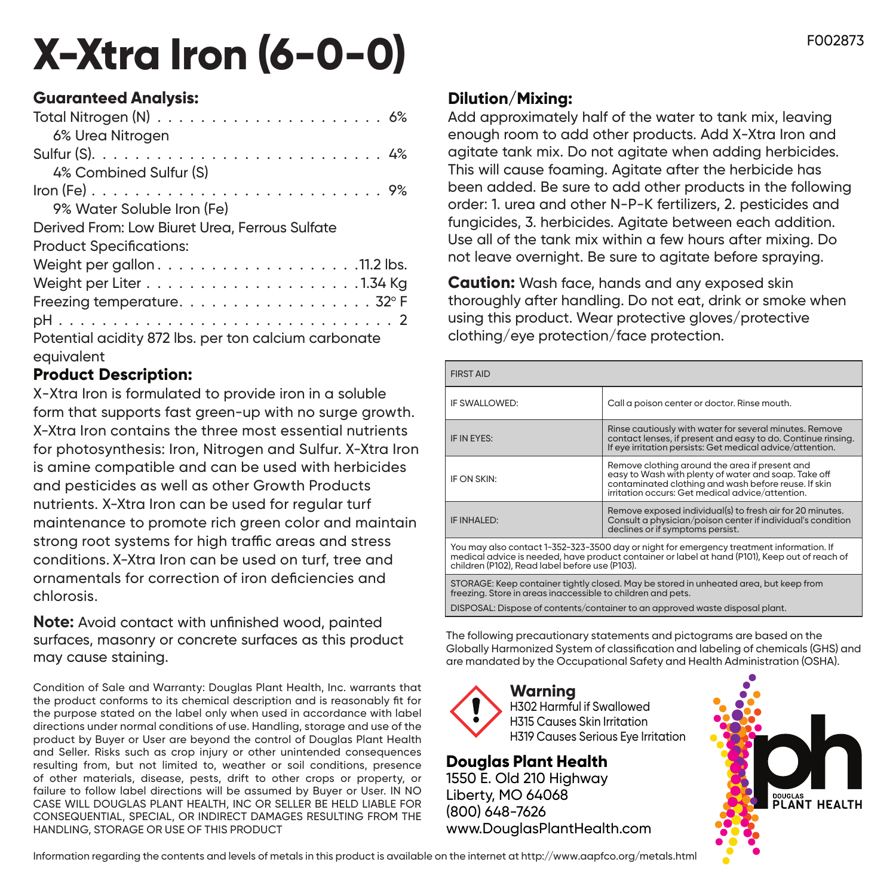# X-Xtra Iron (6-0-0)

F002873

### Guaranteed Analysis:

Total Nitrogen (N) . . . . . . . . . . . . . . . . . . . . . . 6%
 6% Urea Nitrogen
Sulfur (S). . . . . . . . . . . . . . . . . . . . . . . . . . . 4%
 4% Combined Sulfur (S)
Iron (Fe) . . . . . . . . . . . . . . . . . . . . . . . . . . . 9%
 9% Water Soluble Iron (Fe)
Derived From: Low Biuret Urea, Ferrous Sulfate
Product Specifications:
Weight per gallon . . . . . . . . . . . . . . . . . . .11.2 lbs.
Weight per Liter . . . . . . . . . . . . . . . . . . . . .1.34 Kg
Freezing temperature. . . . . . . . . . . . . . . . . . 32° F
pH . . . . . . . . . . . . . . . . . . . . . . . . . . . . . . . 2
Potential acidity 872 lbs. per ton calcium carbonate equivalent

### Product Description:

X-Xtra Iron is formulated to provide iron in a soluble form that supports fast green-up with no surge growth. X-Xtra Iron contains the three most essential nutrients for photosynthesis: Iron, Nitrogen and Sulfur. X-Xtra Iron is amine compatible and can be used with herbicides and pesticides as well as other Growth Products nutrients. X-Xtra Iron can be used for regular turf maintenance to promote rich green color and maintain strong root systems for high traffic areas and stress conditions. X-Xtra Iron can be used on turf, tree and ornamentals for correction of iron deficiencies and chlorosis.

**Note:** Avoid contact with unfinished wood, painted surfaces, masonry or concrete surfaces as this product may cause staining.

Condition of Sale and Warranty: Douglas Plant Health, Inc. warrants that the product conforms to its chemical description and is reasonably fit for the purpose stated on the label only when used in accordance with label directions under normal conditions of use. Handling, storage and use of the product by Buyer or User are beyond the control of Douglas Plant Health and Seller. Risks such as crop injury or other unintended consequences resulting from, but not limited to, weather or soil conditions, presence of other materials, disease, pests, drift to other crops or property, or failure to follow label directions will be assumed by Buyer or User. IN NO CASE WILL DOUGLAS PLANT HEALTH, INC OR SELLER BE HELD LIABLE FOR CONSEQUENTIAL, SPECIAL, OR INDIRECT DAMAGES RESULTING FROM THE HANDLING, STORAGE OR USE OF THIS PRODUCT

### Dilution/Mixing:

Add approximately half of the water to tank mix, leaving enough room to add other products. Add X-Xtra Iron and agitate tank mix. Do not agitate when adding herbicides. This will cause foaming. Agitate after the herbicide has been added. Be sure to add other products in the following order: 1. urea and other N-P-K fertilizers, 2. pesticides and fungicides, 3. herbicides. Agitate between each addition. Use all of the tank mix within a few hours after mixing. Do not leave overnight. Be sure to agitate before spraying.

**Caution:** Wash face, hands and any exposed skin thoroughly after handling. Do not eat, drink or smoke when using this product. Wear protective gloves/protective clothing/eye protection/face protection.

| FIRST AID | |
|---|---|
| IF SWALLOWED: | Call a poison center or doctor. Rinse mouth. |
| IF IN EYES: | Rinse cautiously with water for several minutes. Remove contact lenses, if present and easy to do. Continue rinsing. If eye irritation persists: Get medical advice/attention. |
| IF ON SKIN: | Remove clothing around the area if present and easy to Wash with plenty of water and soap. Take off contaminated clothing and wash before reuse. If skin irritation occurs: Get medical advice/attention. |
| IF INHALED: | Remove exposed individual(s) to fresh air for 20 minutes. Consult a physician/poison center if individual's condition declines or if symptoms persist. |
| You may also contact 1-352-323-3500 day or night for emergency treatment information. If medical advice is needed, have product container or label at hand (P101), Keep out of reach of children (P102), Read label before use (P103). | |
| STORAGE: Keep container tightly closed. May be stored in unheated area, but keep from freezing. Store in areas inaccessible to children and pets. | |
| DISPOSAL: Dispose of contents/container to an approved waste disposal plant. | |

The following precautionary statements and pictograms are based on the Globally Harmonized System of classification and labeling of chemicals (GHS) and are mandated by the Occupational Safety and Health Administration (OSHA).

**Warning**
H302 Harmful if Swallowed
H315 Causes Skin Irritation
H319 Causes Serious Eye Irritation

**Douglas Plant Health**
1550 E. Old 210 Highway
Liberty, MO 64068
(800) 648-7626
www.DouglasPlantHealth.com

DOUGLAS PLANT HEALTH

Information regarding the contents and levels of metals in this product is available on the internet at http://www.aapfco.org/metals.html